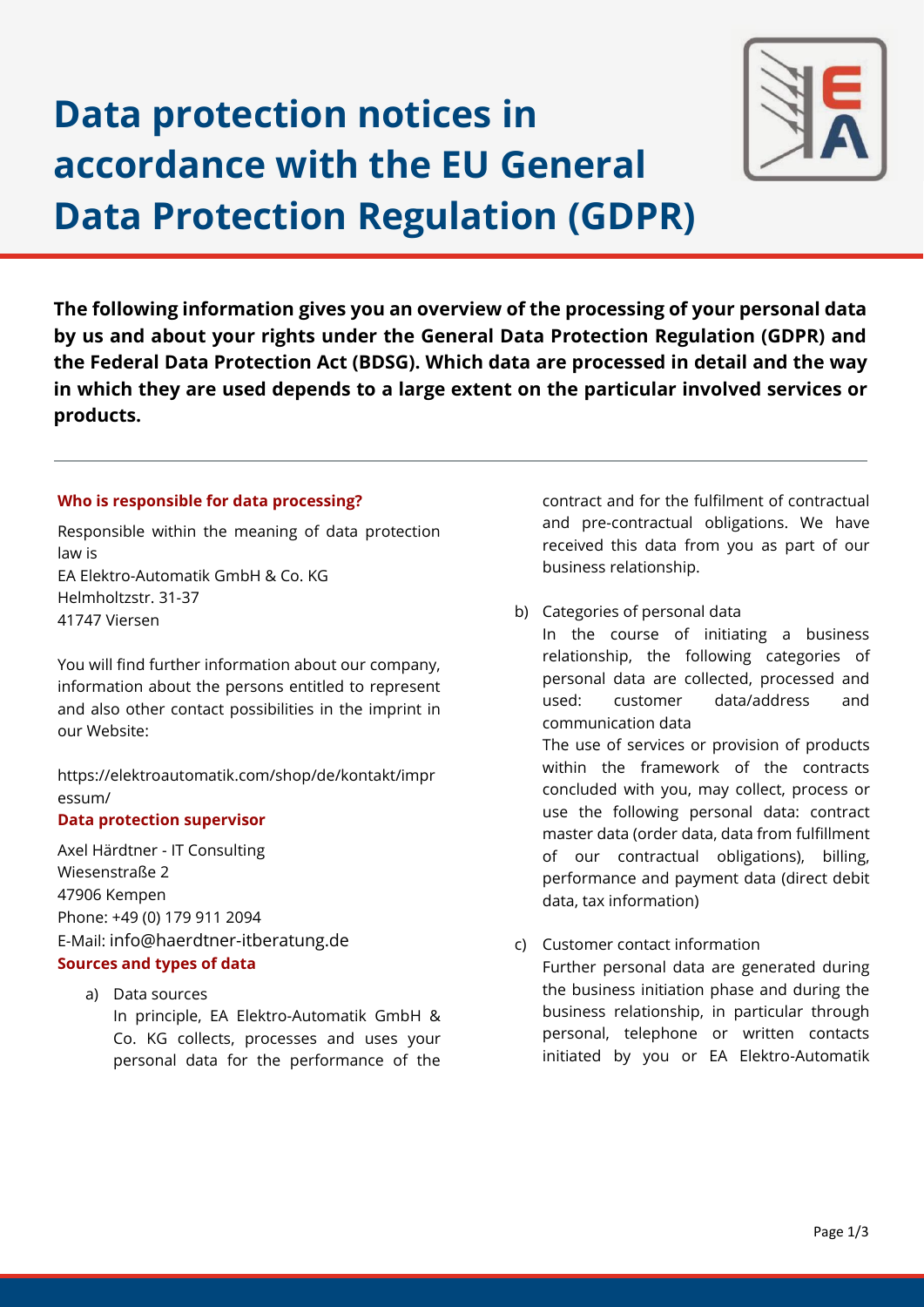# Data protection notices in accordance with the EU General Data Protection Regulation (GDPR)

**The following information gives you an overview of the processing of your personal data by us and about your rights under the General Data Protection Regulation (GDPR) and the Federal Data Protection Act (BDSG). Which data are processed in detail and the way in which they are used depends to a large extent on the particular involved services or products.**

---

#### Who is responsible for data processing?

Responsible within the meaning of data protection law is
EA Elektro-Automatik GmbH & Co. KG
Helmholtzstr. 31-37
41747 Viersen

You will find further information about our company, information about the persons entitled to represent and also other contact possibilities in the imprint in our Website:

https://elektroautomatik.com/shop/de/kontakt/impressum/

#### Data protection supervisor

Axel Härdtner - IT Consulting
Wiesenstraße 2
47906 Kempen
Phone: +49 (0) 179 911 2094
E-Mail: info@haerdtner-itberatung.de

#### Sources and types of data

a) Data sources
In principle, EA Elektro-Automatik GmbH & Co. KG collects, processes and uses your personal data for the performance of the contract and for the fulfilment of contractual and pre-contractual obligations. We have received this data from you as part of our business relationship.

b) Categories of personal data
In the course of initiating a business relationship, the following categories of personal data are collected, processed and used: customer data/address and communication data
The use of services or provision of products within the framework of the contracts concluded with you, may collect, process or use the following personal data: contract master data (order data, data from fulfillment of our contractual obligations), billing, performance and payment data (direct debit data, tax information)

c) Customer contact information
Further personal data are generated during the business initiation phase and during the business relationship, in particular through personal, telephone or written contacts initiated by you or EA Elektro-Automatik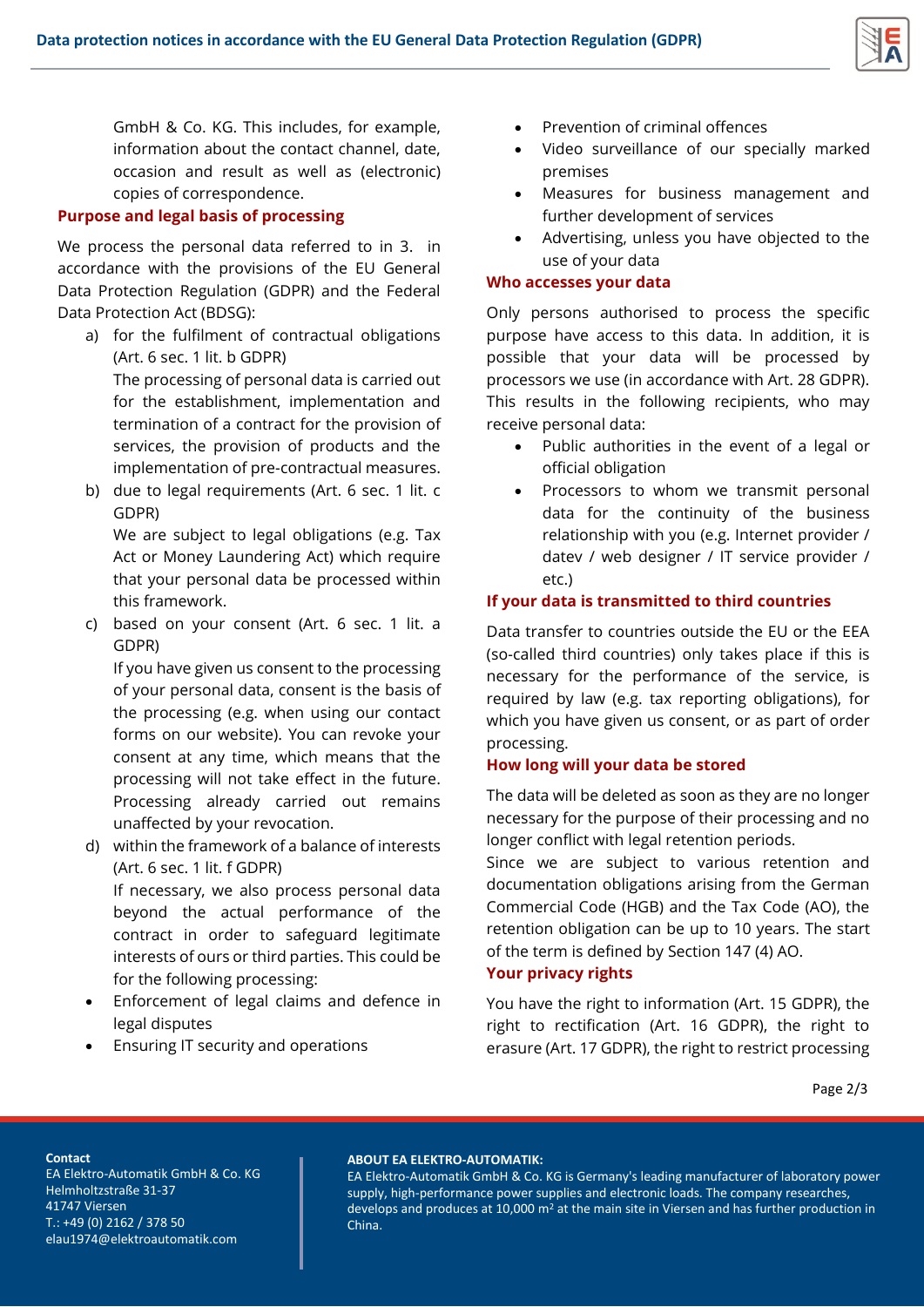GmbH & Co. KG. This includes, for example, information about the contact channel, date, occasion and result as well as (electronic) copies of correspondence.

### Purpose and legal basis of processing

We process the personal data referred to in 3. in accordance with the provisions of the EU General Data Protection Regulation (GDPR) and the Federal Data Protection Act (BDSG):

a) for the fulfilment of contractual obligations (Art. 6 sec. 1 lit. b GDPR)
   The processing of personal data is carried out for the establishment, implementation and termination of a contract for the provision of services, the provision of products and the implementation of pre-contractual measures.

b) due to legal requirements (Art. 6 sec. 1 lit. c GDPR)
   We are subject to legal obligations (e.g. Tax Act or Money Laundering Act) which require that your personal data be processed within this framework.

c) based on your consent (Art. 6 sec. 1 lit. a GDPR)
   If you have given us consent to the processing of your personal data, consent is the basis of the processing (e.g. when using our contact forms on our website). You can revoke your consent at any time, which means that the processing will not take effect in the future. Processing already carried out remains unaffected by your revocation.

d) within the framework of a balance of interests (Art. 6 sec. 1 lit. f GDPR)
   If necessary, we also process personal data beyond the actual performance of the contract in order to safeguard legitimate interests of ours or third parties. This could be for the following processing:

- Enforcement of legal claims and defence in legal disputes
- Ensuring IT security and operations
- Prevention of criminal offences
- Video surveillance of our specially marked premises
- Measures for business management and further development of services
- Advertising, unless you have objected to the use of your data

### Who accesses your data

Only persons authorised to process the specific purpose have access to this data. In addition, it is possible that your data will be processed by processors we use (in accordance with Art. 28 GDPR). This results in the following recipients, who may receive personal data:

- Public authorities in the event of a legal or official obligation
- Processors to whom we transmit personal data for the continuity of the business relationship with you (e.g. Internet provider / datev / web designer / IT service provider / etc.)

### If your data is transmitted to third countries

Data transfer to countries outside the EU or the EEA (so-called third countries) only takes place if this is necessary for the performance of the service, is required by law (e.g. tax reporting obligations), for which you have given us consent, or as part of order processing.

### How long will your data be stored

The data will be deleted as soon as they are no longer necessary for the purpose of their processing and no longer conflict with legal retention periods.
Since we are subject to various retention and documentation obligations arising from the German Commercial Code (HGB) and the Tax Code (AO), the retention obligation can be up to 10 years. The start of the term is defined by Section 147 (4) AO.

### Your privacy rights

You have the right to information (Art. 15 GDPR), the right to rectification (Art. 16 GDPR), the right to erasure (Art. 17 GDPR), the right to restrict processing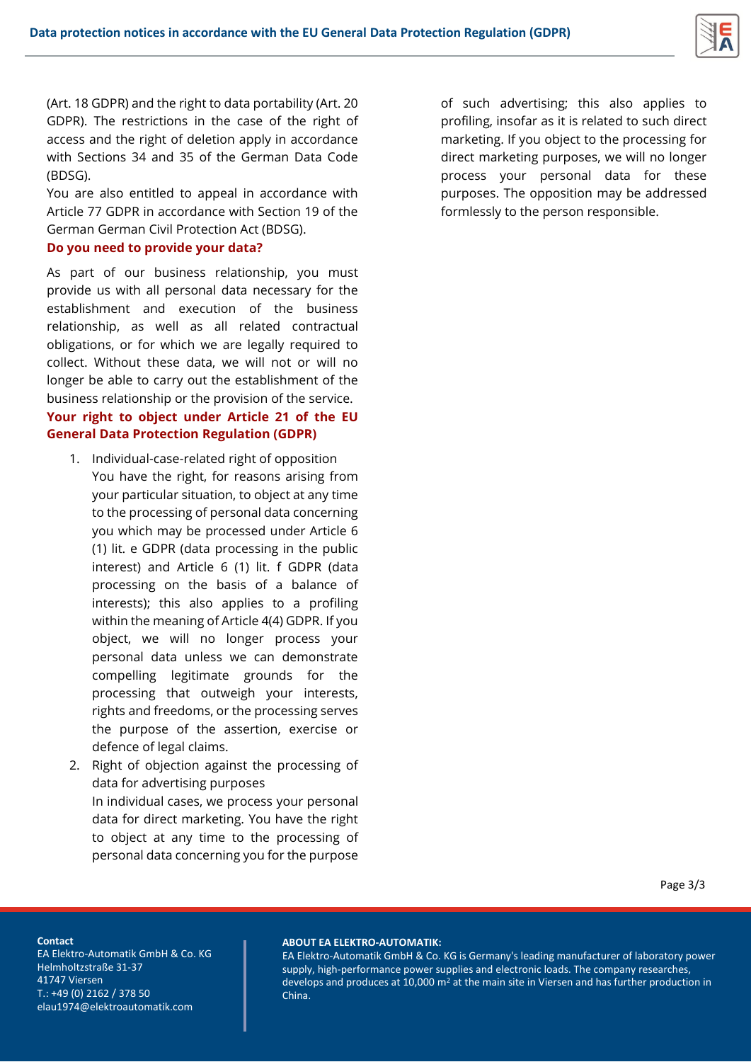(Art. 18 GDPR) and the right to data portability (Art. 20 GDPR). The restrictions in the case of the right of access and the right of deletion apply in accordance with Sections 34 and 35 of the German Data Code (BDSG).

You are also entitled to appeal in accordance with Article 77 GDPR in accordance with Section 19 of the German German Civil Protection Act (BDSG).

**Do you need to provide your data?**

As part of our business relationship, you must provide us with all personal data necessary for the establishment and execution of the business relationship, as well as all related contractual obligations, or for which we are legally required to collect. Without these data, we will not or will no longer be able to carry out the establishment of the business relationship or the provision of the service.

**Your right to object under Article 21 of the EU General Data Protection Regulation (GDPR)**

1. Individual-case-related right of opposition
   You have the right, for reasons arising from your particular situation, to object at any time to the processing of personal data concerning you which may be processed under Article 6 (1) lit. e GDPR (data processing in the public interest) and Article 6 (1) lit. f GDPR (data processing on the basis of a balance of interests); this also applies to a profiling within the meaning of Article 4(4) GDPR. If you object, we will no longer process your personal data unless we can demonstrate compelling legitimate grounds for the processing that outweigh your interests, rights and freedoms, or the processing serves the purpose of the assertion, exercise or defence of legal claims.
2. Right of objection against the processing of data for advertising purposes
   In individual cases, we process your personal data for direct marketing. You have the right to object at any time to the processing of personal data concerning you for the purpose of such advertising; this also applies to profiling, insofar as it is related to such direct marketing. If you object to the processing for direct marketing purposes, we will no longer process your personal data for these purposes. The opposition may be addressed formlessly to the person responsible.

**Contact**
EA Elektro-Automatik GmbH & Co. KG
Helmholtzstraße 31-37
41747 Viersen
T.: +49 (0) 2162 / 378 50
elau1974@elektroautomatik.com

**ABOUT EA ELEKTRO-AUTOMATIK:**
EA Elektro-Automatik GmbH & Co. KG is Germany's leading manufacturer of laboratory power supply, high-performance power supplies and electronic loads. The company researches, develops and produces at 10,000 m² at the main site in Viersen and has further production in China.